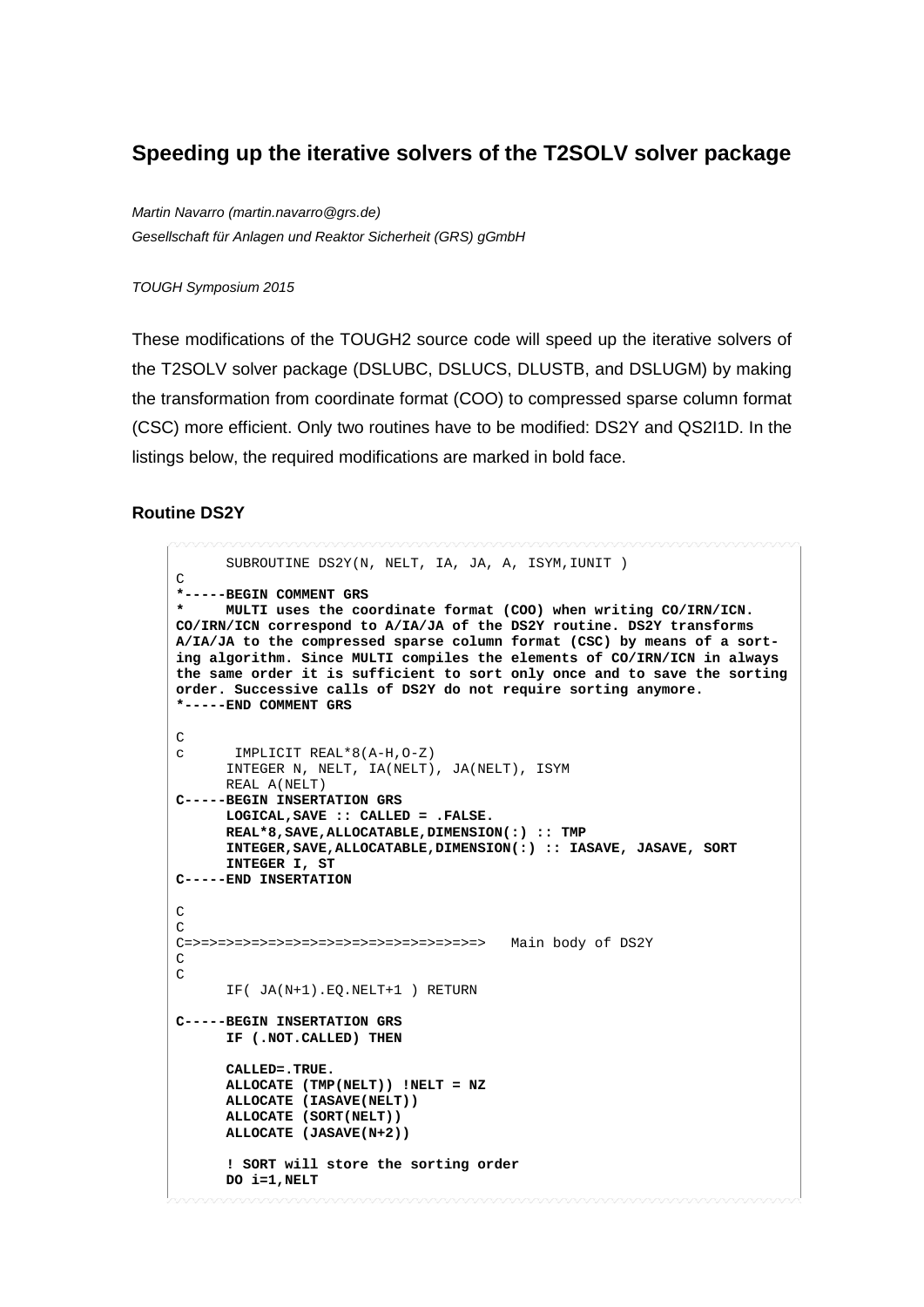# Speeding up the iterative solvers of the T2SOLV solver package

*Martin Navarro (martin.navarro@grs.de)*
*Gesellschaft für Anlagen und Reaktor Sicherheit (GRS) gGmbH*

*TOUGH Symposium 2015*

These modifications of the TOUGH2 source code will speed up the iterative solvers of the T2SOLV solver package (DSLUBC, DSLUCS, DLUSTB, and DSLUGM) by making the transformation from coordinate format (COO) to compressed sparse column format (CSC) more efficient. Only two routines have to be modified: DS2Y and QS2I1D. In the listings below, the required modifications are marked in bold face.

### Routine DS2Y

```
      SUBROUTINE DS2Y(N, NELT, IA, JA, A, ISYM,IUNIT )
C
*-----BEGIN COMMENT GRS
*     MULTI uses the coordinate format (COO) when writing CO/IRN/ICN.
CO/IRN/ICN correspond to A/IA/JA of the DS2Y routine. DS2Y transforms
A/IA/JA to the compressed sparse column format (CSC) by means of a sort-
ing algorithm. Since MULTI compiles the elements of CO/IRN/ICN in always
the same order it is sufficient to sort only once and to save the sorting
order. Successive calls of DS2Y do not require sorting anymore.
*-----END COMMENT GRS

C
c      IMPLICIT REAL*8(A-H,O-Z)
      INTEGER N, NELT, IA(NELT), JA(NELT), ISYM
      REAL A(NELT)
C-----BEGIN INSERTATION GRS
      LOGICAL,SAVE :: CALLED = .FALSE.
      REAL*8,SAVE,ALLOCATABLE,DIMENSION(:) :: TMP
      INTEGER,SAVE,ALLOCATABLE,DIMENSION(:) :: IASAVE, JASAVE, SORT
      INTEGER I, ST
C-----END INSERTATION

C
C
C=>=>=>=>=>=>=>=>=>=>=>=>=>=>=>=>=>=>=>   Main body of DS2Y
C
C
      IF( JA(N+1).EQ.NELT+1 ) RETURN

C-----BEGIN INSERTATION GRS
      IF (.NOT.CALLED) THEN

      CALLED=.TRUE.
      ALLOCATE (TMP(NELT)) !NELT = NZ
      ALLOCATE (IASAVE(NELT))
      ALLOCATE (SORT(NELT))
      ALLOCATE (JASAVE(N+2))

      ! SORT will store the sorting order
      DO i=1,NELT
```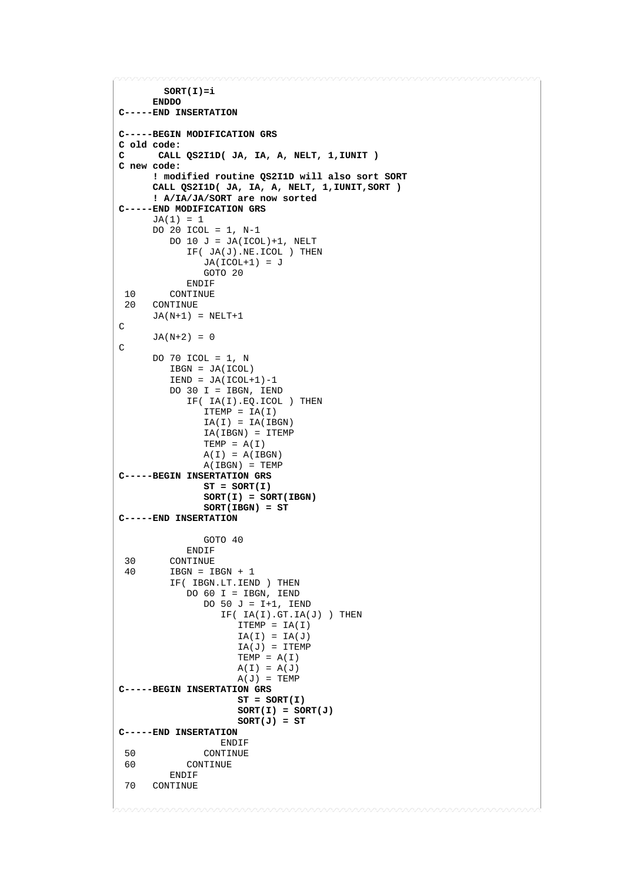```
        SORT(I)=i
      ENDDO
C-----END INSERTATION

C-----BEGIN MODIFICATION GRS
C old code:
C      CALL QS2I1D( JA, IA, A, NELT, 1,IUNIT )
C new code:
      ! modified routine QS2I1D will also sort SORT
      CALL QS2I1D( JA, IA, A, NELT, 1,IUNIT,SORT )
      ! A/IA/JA/SORT are now sorted
C-----END MODIFICATION GRS
      JA(1) = 1
      DO 20 ICOL = 1, N-1
         DO 10 J = JA(ICOL)+1, NELT
            IF( JA(J).NE.ICOL ) THEN
               JA(ICOL+1) = J
               GOTO 20
            ENDIF
 10      CONTINUE
 20   CONTINUE
      JA(N+1) = NELT+1
C
      JA(N+2) = 0
C
      DO 70 ICOL = 1, N
         IBGN = JA(ICOL)
         IEND = JA(ICOL+1)-1
         DO 30 I = IBGN, IEND
            IF( IA(I).EQ.ICOL ) THEN
               ITEMP = IA(I)
               IA(I) = IA(IBGN)
               IA(IBGN) = ITEMP
               TEMP = A(I)
               A(I) = A(IBGN)
               A(IBGN) = TEMP
C-----BEGIN INSERTATION GRS
               ST = SORT(I)
               SORT(I) = SORT(IBGN)
               SORT(IBGN) = ST
C-----END INSERTATION

               GOTO 40
            ENDIF
 30      CONTINUE
 40      IBGN = IBGN + 1
         IF( IBGN.LT.IEND ) THEN
            DO 60 I = IBGN, IEND
               DO 50 J = I+1, IEND
                  IF( IA(I).GT.IA(J) ) THEN
                     ITEMP = IA(I)
                     IA(I) = IA(J)
                     IA(J) = ITEMP
                     TEMP = A(I)
                     A(I) = A(J)
                     A(J) = TEMP
C-----BEGIN INSERTATION GRS
                     ST = SORT(I)
                     SORT(I) = SORT(J)
                     SORT(J) = ST
C-----END INSERTATION
                  ENDIF
 50            CONTINUE
 60         CONTINUE
         ENDIF
 70   CONTINUE
```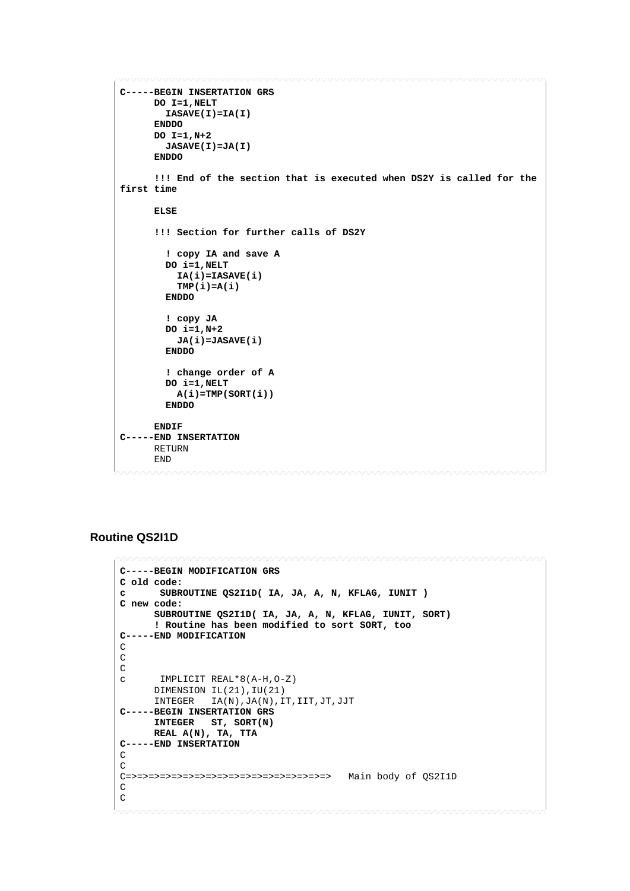```
C-----BEGIN INSERTATION GRS
      DO I=1,NELT
        IASAVE(I)=IA(I)
      ENDDO
      DO I=1,N+2
        JASAVE(I)=JA(I)
      ENDDO

      !!! End of the section that is executed when DS2Y is called for the
first time

      ELSE

      !!! Section for further calls of DS2Y

        ! copy IA and save A
        DO i=1,NELT
          IA(i)=IASAVE(i)
          TMP(i)=A(i)
        ENDDO

        ! copy JA
        DO i=1,N+2
          JA(i)=JASAVE(i)
        ENDDO

        ! change order of A
        DO i=1,NELT
          A(i)=TMP(SORT(i))
        ENDDO

      ENDIF
C-----END INSERTATION
      RETURN
      END
```

### Routine QS2I1D

```
C-----BEGIN MODIFICATION GRS
C old code:
c      SUBROUTINE QS2I1D( IA, JA, A, N, KFLAG, IUNIT )
C new code:
      SUBROUTINE QS2I1D( IA, JA, A, N, KFLAG, IUNIT, SORT)
      ! Routine has been modified to sort SORT, too
C-----END MODIFICATION
C
C
C
c      IMPLICIT REAL*8(A-H,O-Z)
      DIMENSION IL(21),IU(21)
      INTEGER   IA(N),JA(N),IT,IIT,JT,JJT
C-----BEGIN INSERTATION GRS
      INTEGER   ST, SORT(N)
      REAL A(N), TA, TTA
C-----END INSERTATION
C
C
C=>=>=>=>=>=>=>=>=>=>=>=>=>=>=>=>=>=>=>   Main body of QS2I1D
C
C
```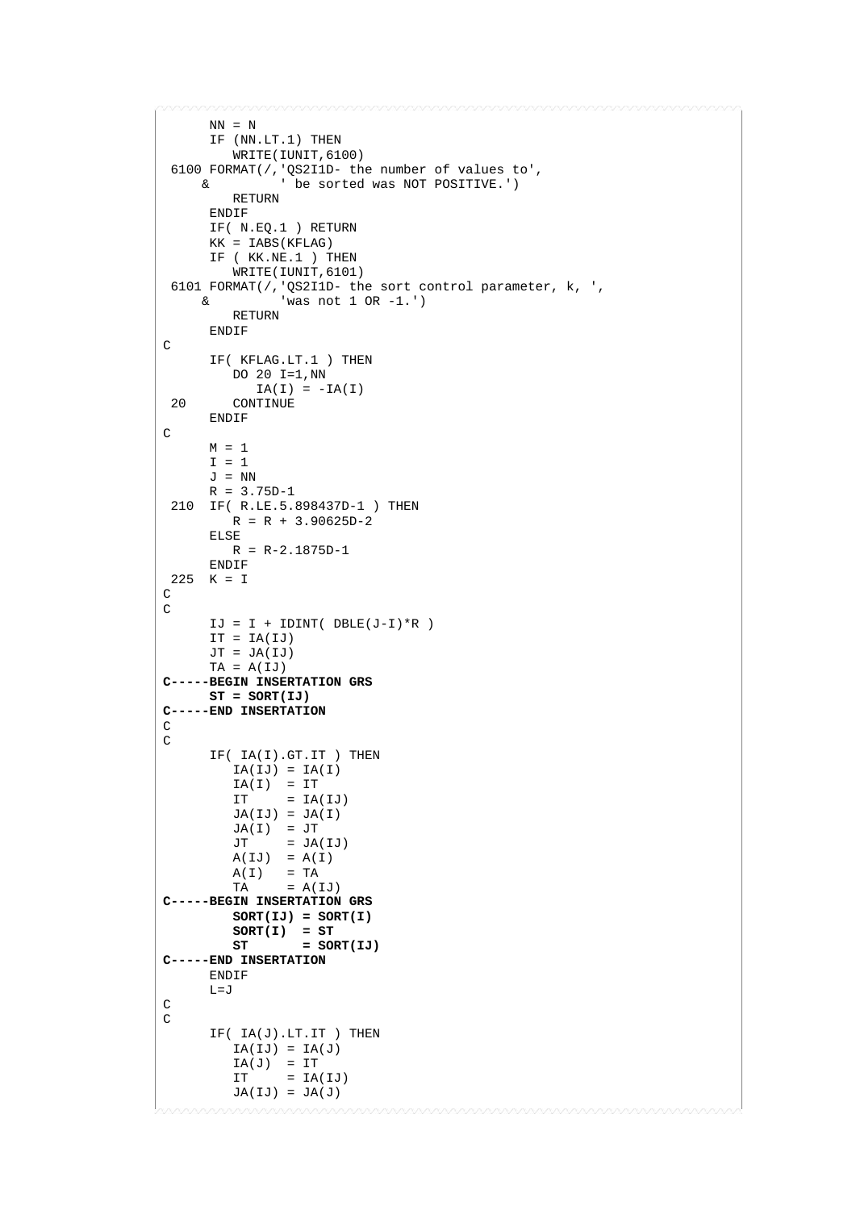```
      NN = N
      IF (NN.LT.1) THEN
         WRITE(IUNIT,6100)
 6100 FORMAT(/,'QS2I1D- the number of values to',
     &         ' be sorted was NOT POSITIVE.')
         RETURN
      ENDIF
      IF( N.EQ.1 ) RETURN
      KK = IABS(KFLAG)
      IF ( KK.NE.1 ) THEN
         WRITE(IUNIT,6101)
 6101 FORMAT(/,'QS2I1D- the sort control parameter, k, ',
     &         'was not 1 OR -1.')
         RETURN
      ENDIF
C
      IF( KFLAG.LT.1 ) THEN
         DO 20 I=1,NN
            IA(I) = -IA(I)
 20      CONTINUE
      ENDIF
C
      M = 1
      I = 1
      J = NN
      R = 3.75D-1
 210  IF( R.LE.5.898437D-1 ) THEN
         R = R + 3.90625D-2
      ELSE
         R = R-2.1875D-1
      ENDIF
 225  K = I
C
C
      IJ = I + IDINT( DBLE(J-I)*R )
      IT = IA(IJ)
      JT = JA(IJ)
      TA = A(IJ)
C-----BEGIN INSERTATION GRS
      ST = SORT(IJ)
C-----END INSERTATION
C
C
      IF( IA(I).GT.IT ) THEN
         IA(IJ) = IA(I)
         IA(I)  = IT
         IT     = IA(IJ)
         JA(IJ) = JA(I)
         JA(I)  = JT
         JT     = JA(IJ)
         A(IJ)  = A(I)
         A(I)   = TA
         TA     = A(IJ)
C-----BEGIN INSERTATION GRS
         SORT(IJ) = SORT(I)
         SORT(I)  = ST
         ST       = SORT(IJ)
C-----END INSERTATION
      ENDIF
      L=J
C
C
      IF( IA(J).LT.IT ) THEN
         IA(IJ) = IA(J)
         IA(J)  = IT
         IT     = IA(IJ)
         JA(IJ) = JA(J)
```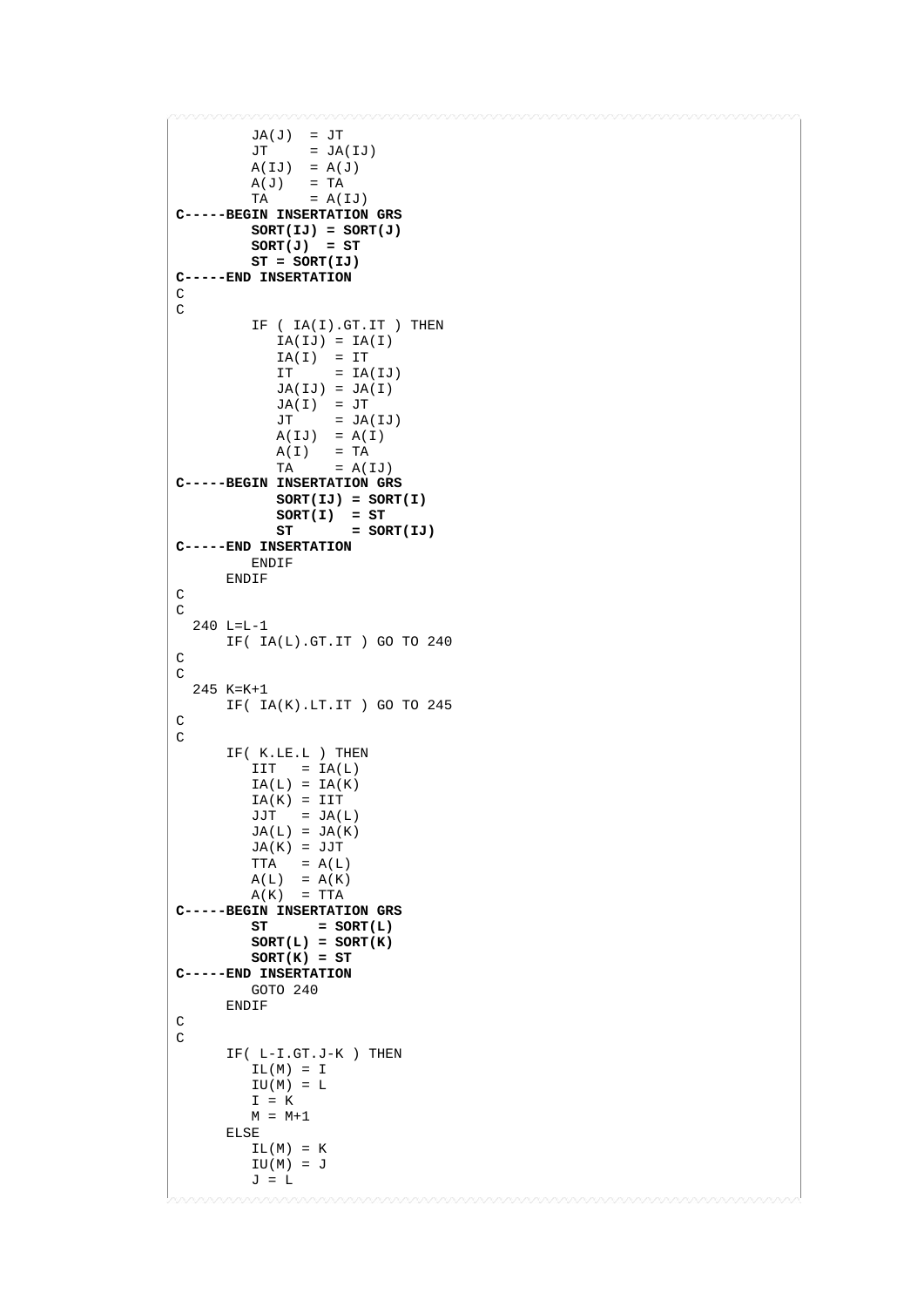```
         JA(J)  = JT
         JT     = JA(IJ)
         A(IJ)  = A(J)
         A(J)   = TA
         TA     = A(IJ)
C-----BEGIN INSERTATION GRS
         SORT(IJ) = SORT(J)
         SORT(J)  = ST
         ST = SORT(IJ)
C-----END INSERTATION
C
C
         IF ( IA(I).GT.IT ) THEN
            IA(IJ) = IA(I)
            IA(I)  = IT
            IT     = IA(IJ)
            JA(IJ) = JA(I)
            JA(I)  = JT
            JT     = JA(IJ)
            A(IJ)  = A(I)
            A(I)   = TA
            TA     = A(IJ)
C-----BEGIN INSERTATION GRS
            SORT(IJ) = SORT(I)
            SORT(I)  = ST
            ST       = SORT(IJ)
C-----END INSERTATION
         ENDIF
      ENDIF
C
C
  240 L=L-1
      IF( IA(L).GT.IT ) GO TO 240
C
C
  245 K=K+1
      IF( IA(K).LT.IT ) GO TO 245
C
C
      IF( K.LE.L ) THEN
         IIT   = IA(L)
         IA(L) = IA(K)
         IA(K) = IIT
         JJT   = JA(L)
         JA(L) = JA(K)
         JA(K) = JJT
         TTA   = A(L)
         A(L)  = A(K)
         A(K)  = TTA
C-----BEGIN INSERTATION GRS
         ST      = SORT(L)
         SORT(L) = SORT(K)
         SORT(K) = ST
C-----END INSERTATION
         GOTO 240
      ENDIF
C
C
      IF( L-I.GT.J-K ) THEN
         IL(M) = I
         IU(M) = L
         I = K
         M = M+1
      ELSE
         IL(M) = K
         IU(M) = J
         J = L
```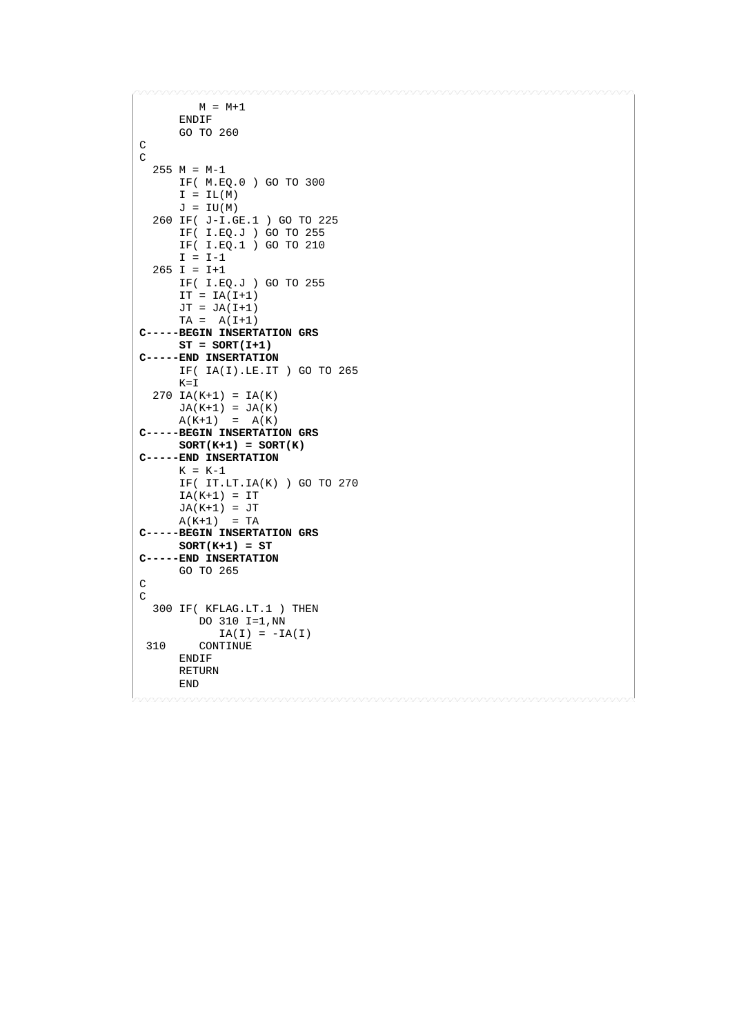```
        M = M+1
      ENDIF
      GO TO 260
C
C
  255 M = M-1
      IF( M.EQ.0 ) GO TO 300
      I = IL(M)
      J = IU(M)
  260 IF( J-I.GE.1 ) GO TO 225
      IF( I.EQ.J ) GO TO 255
      IF( I.EQ.1 ) GO TO 210
      I = I-1
  265 I = I+1
      IF( I.EQ.J ) GO TO 255
      IT = IA(I+1)
      JT = JA(I+1)
      TA =  A(I+1)
C-----BEGIN INSERTATION GRS
      ST = SORT(I+1)
C-----END INSERTATION
      IF( IA(I).LE.IT ) GO TO 265
      K=I
  270 IA(K+1) = IA(K)
      JA(K+1) = JA(K)
      A(K+1)  =  A(K)
C-----BEGIN INSERTATION GRS
      SORT(K+1) = SORT(K)
C-----END INSERTATION
      K = K-1
      IF( IT.LT.IA(K) ) GO TO 270
      IA(K+1) = IT
      JA(K+1) = JT
      A(K+1)  = TA
C-----BEGIN INSERTATION GRS
      SORT(K+1) = ST
C-----END INSERTATION
      GO TO 265
C
C
  300 IF( KFLAG.LT.1 ) THEN
         DO 310 I=1,NN
            IA(I) = -IA(I)
 310     CONTINUE
      ENDIF
      RETURN
      END
```